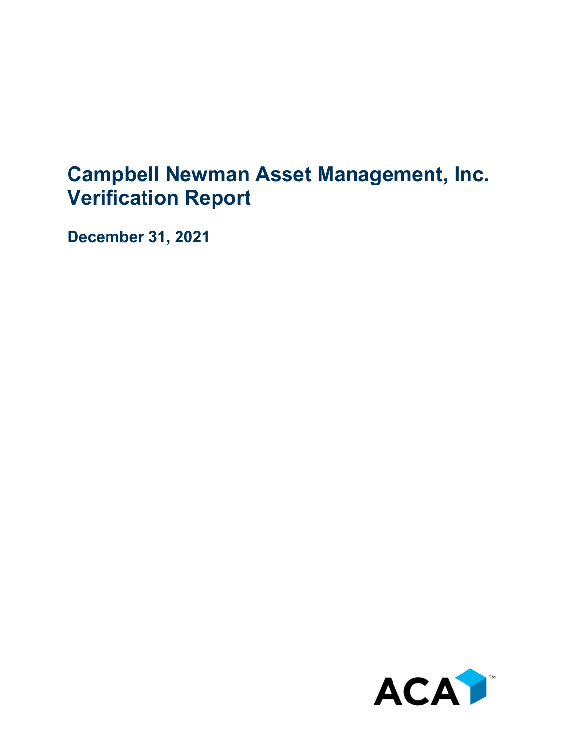# Campbell Newman Asset Management, Inc.
# Verification Report

**December 31, 2021**

ACA™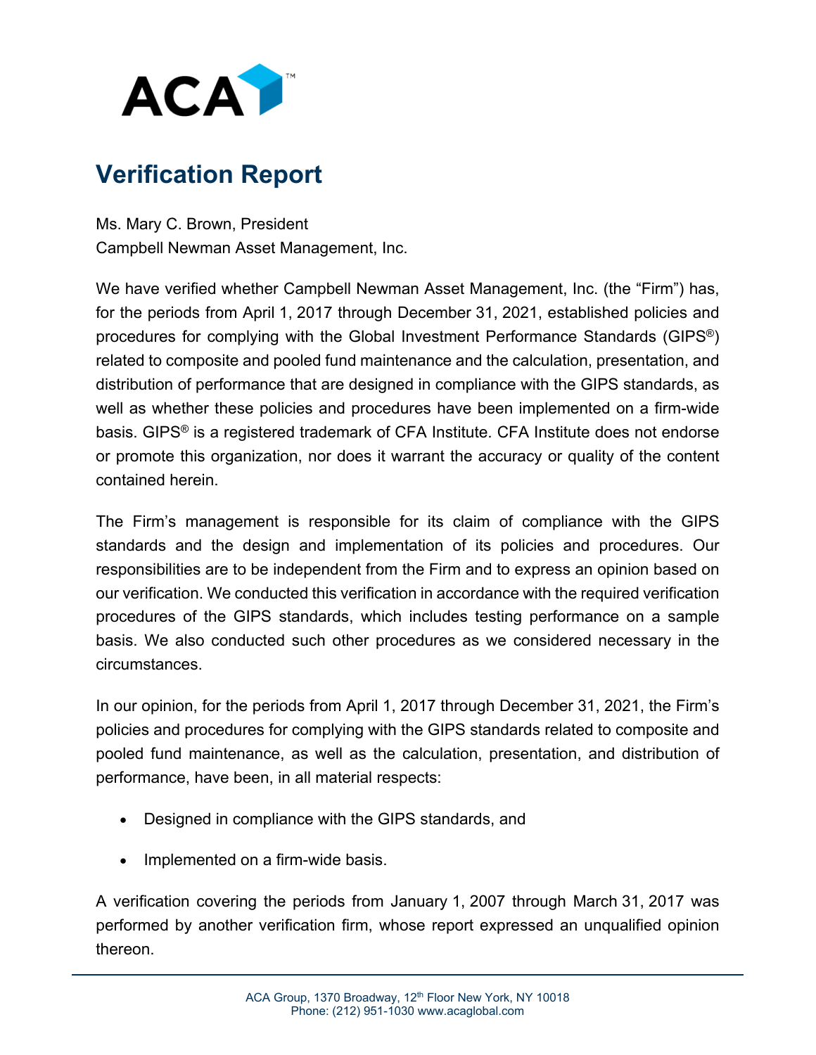# Verification Report

Ms. Mary C. Brown, President
Campbell Newman Asset Management, Inc.

We have verified whether Campbell Newman Asset Management, Inc. (the "Firm") has, for the periods from April 1, 2017 through December 31, 2021, established policies and procedures for complying with the Global Investment Performance Standards (GIPS®) related to composite and pooled fund maintenance and the calculation, presentation, and distribution of performance that are designed in compliance with the GIPS standards, as well as whether these policies and procedures have been implemented on a firm-wide basis. GIPS® is a registered trademark of CFA Institute. CFA Institute does not endorse or promote this organization, nor does it warrant the accuracy or quality of the content contained herein.

The Firm's management is responsible for its claim of compliance with the GIPS standards and the design and implementation of its policies and procedures. Our responsibilities are to be independent from the Firm and to express an opinion based on our verification. We conducted this verification in accordance with the required verification procedures of the GIPS standards, which includes testing performance on a sample basis. We also conducted such other procedures as we considered necessary in the circumstances.

In our opinion, for the periods from April 1, 2017 through December 31, 2021, the Firm's policies and procedures for complying with the GIPS standards related to composite and pooled fund maintenance, as well the calculation, presentation, and distribution of performance, have been, in all material respects:

- Designed in compliance with the GIPS standards, and
- Implemented on a firm-wide basis.

A verification covering the periods from January 1, 2007 through March 31, 2017 was performed by another verification firm, whose report expressed an unqualified opinion thereon.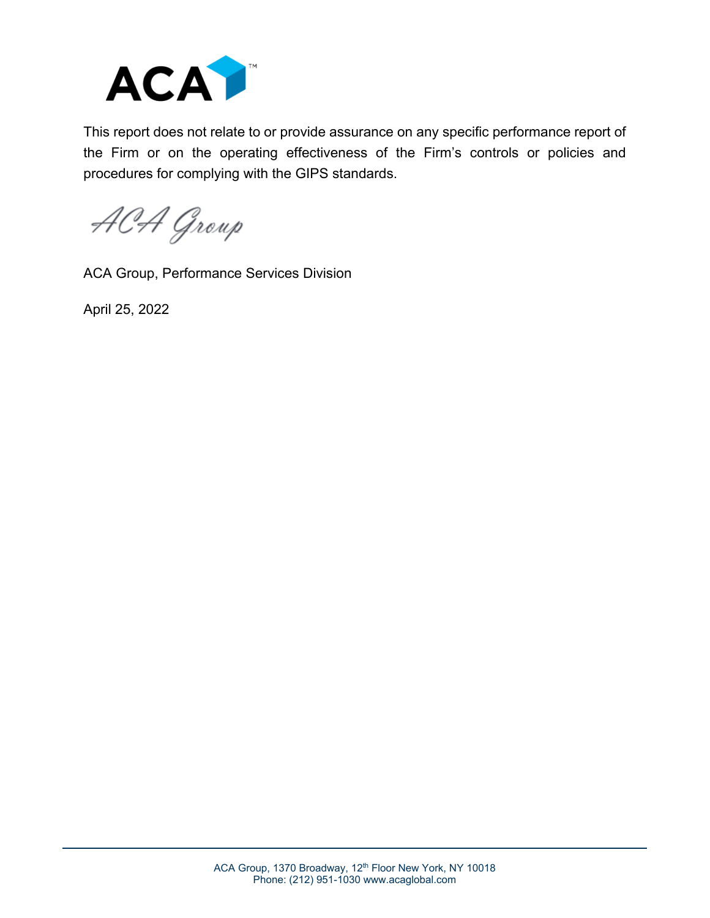This report does not relate to or provide assurance on any specific performance report of the Firm or on the operating effectiveness of the Firm's controls or policies and procedures for complying with the GIPS standards.

ACA Group

ACA Group, Performance Services Division

April 25, 2022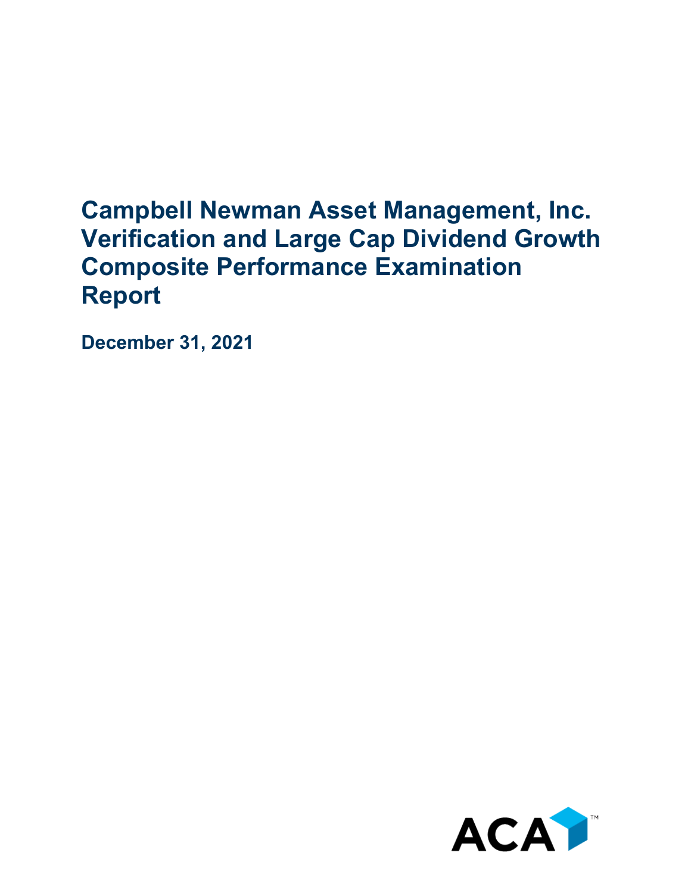# Campbell Newman Asset Management, Inc. Verification and Large Cap Dividend Growth Composite Performance Examination Report

**December 31, 2021**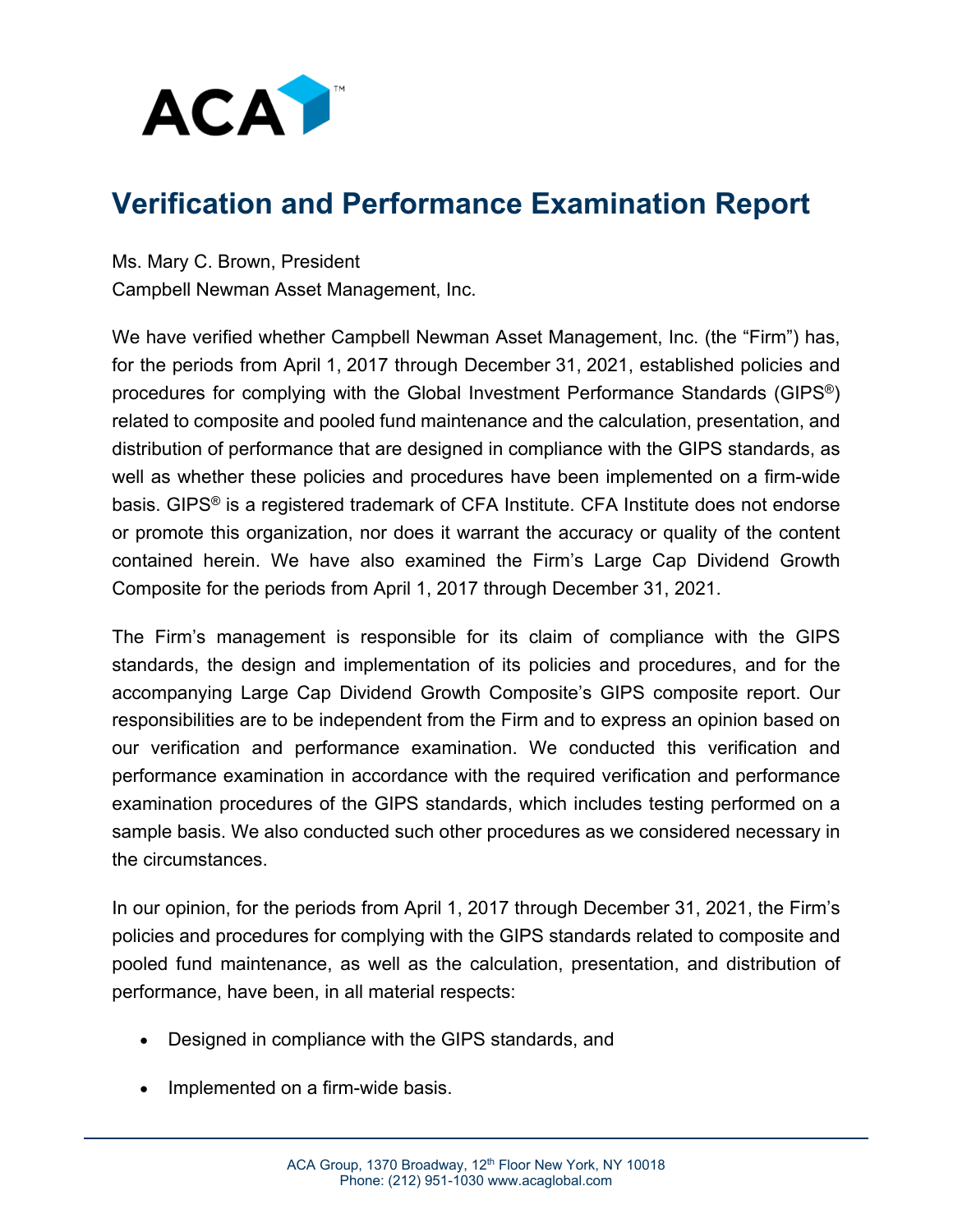# Verification and Performance Examination Report

Ms. Mary C. Brown, President
Campbell Newman Asset Management, Inc.

We have verified whether Campbell Newman Asset Management, Inc. (the "Firm") has, for the periods from April 1, 2017 through December 31, 2021, established policies and procedures for complying with the Global Investment Performance Standards (GIPS®) related to composite and pooled fund maintenance and the calculation, presentation, and distribution of performance that are designed in compliance with the GIPS standards, as well as whether these policies and procedures have been implemented on a firm-wide basis. GIPS® is a registered trademark of CFA Institute. CFA Institute does not endorse or promote this organization, nor does it warrant the accuracy or quality of the content contained herein. We have also examined the Firm's Large Cap Dividend Growth Composite for the periods from April 1, 2017 through December 31, 2021.

The Firm's management is responsible for its claim of compliance with the GIPS standards, the design and implementation of its policies and procedures, and for the accompanying Large Cap Dividend Growth Composite's GIPS composite report. Our responsibilities are to be independent from the Firm and to express an opinion based on our verification and performance examination. We conducted this verification and performance examination in accordance with the required verification and performance examination procedures of the GIPS standards, which includes testing performed on a sample basis. We also conducted such other procedures as we considered necessary in the circumstances.

In our opinion, for the periods from April 1, 2017 through December 31, 2021, the Firm's policies and procedures for complying with the GIPS standards related to composite and pooled fund maintenance, as well as the calculation, presentation, and distribution of performance, have been, in all material respects:

- Designed in compliance with the GIPS standards, and
- Implemented on a firm-wide basis.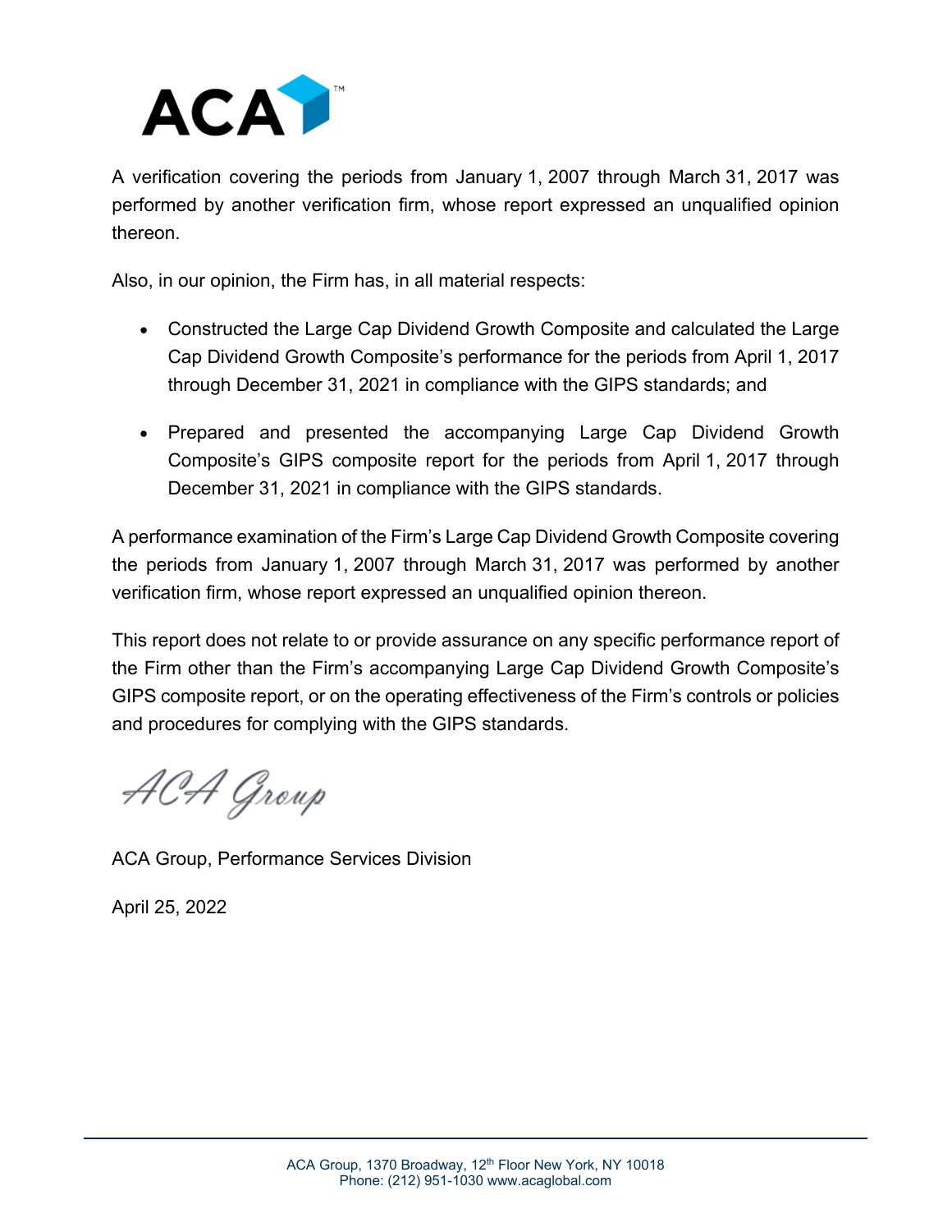A verification covering the periods from January 1, 2007 through March 31, 2017 was performed by another verification firm, whose report expressed an unqualified opinion thereon.

Also, in our opinion, the Firm has, in all material respects:

- Constructed the Large Cap Dividend Growth Composite and calculated the Large Cap Dividend Growth Composite's performance for the periods from April 1, 2017 through December 31, 2021 in compliance with the GIPS standards; and
- Prepared and presented the accompanying Large Cap Dividend Growth Composite's GIPS composite report for the periods from April 1, 2017 through December 31, 2021 in compliance with the GIPS standards.

A performance examination of the Firm's Large Cap Dividend Growth Composite covering the periods from January 1, 2007 through March 31, 2017 was performed by another verification firm, whose report expressed an unqualified opinion thereon.

This report does not relate to or provide assurance on any specific performance report of the Firm other than the Firm's accompanying Large Cap Dividend Growth Composite's GIPS composite report, or on the operating effectiveness of the Firm's controls or policies and procedures for complying with the GIPS standards.

ACA Group

ACA Group, Performance Services Division

April 25, 2022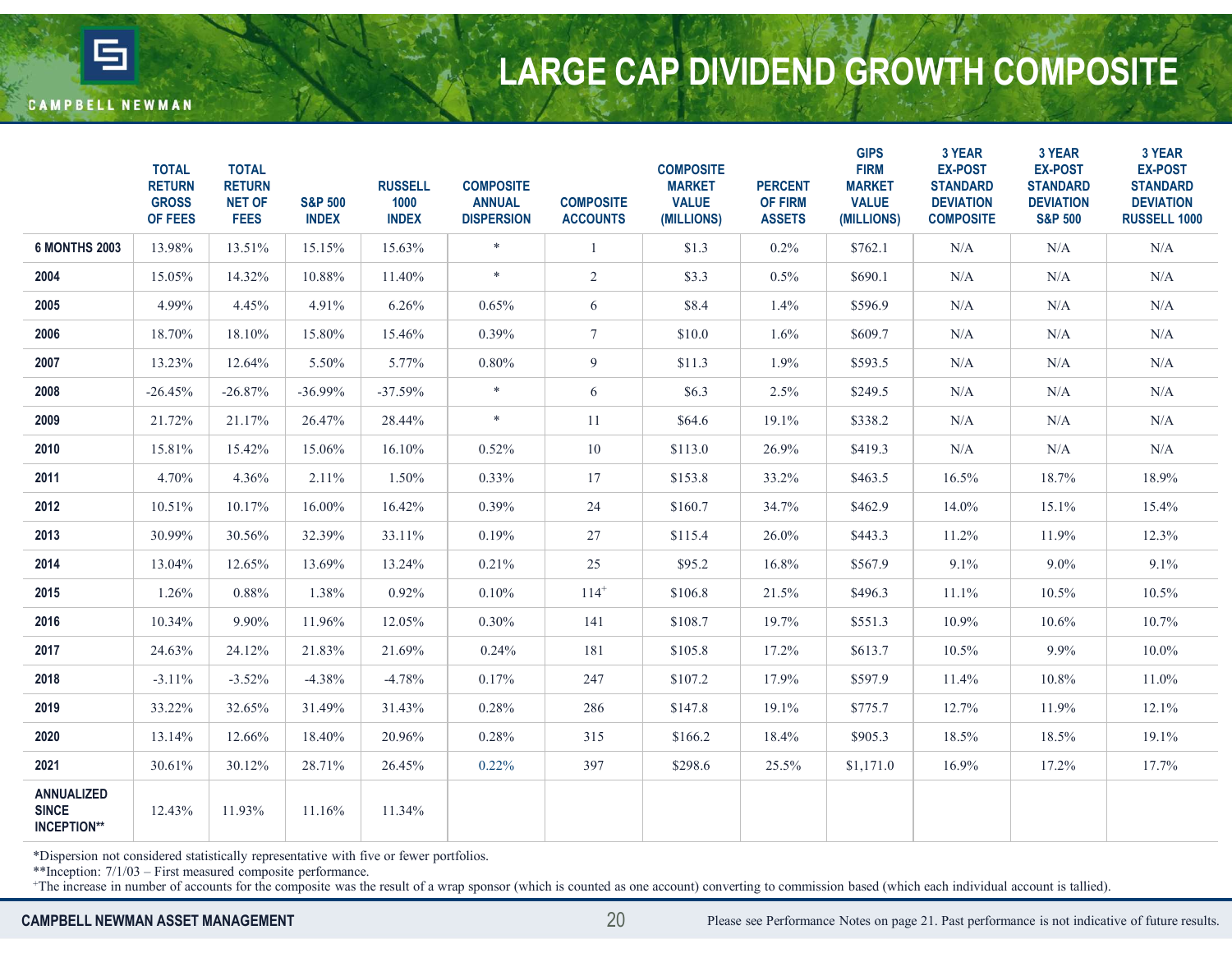CAMPBELL NEWMAN

# LARGE CAP DIVIDEND GROWTH COMPOSITE

| | TOTAL RETURN GROSS OF FEES | TOTAL RETURN NET OF FEES | S&P 500 INDEX | RUSSELL 1000 INDEX | COMPOSITE ANNUAL DISPERSION | COMPOSITE ACCOUNTS | COMPOSITE MARKET VALUE (MILLIONS) | PERCENT OF FIRM ASSETS | GIPS FIRM MARKET VALUE (MILLIONS) | 3 YEAR EX-POST STANDARD DEVIATION COMPOSITE | 3 YEAR EX-POST STANDARD DEVIATION S&P 500 | 3 YEAR EX-POST STANDARD DEVIATION RUSSELL 1000 |
|---|---|---|---|---|---|---|---|---|---|---|---|---|
| **6 MONTHS 2003** | 13.98% | 13.51% | 15.15% | 15.63% | * | 1 | $1.3 | 0.2% | $762.1 | N/A | N/A | N/A |
| **2004** | 15.05% | 14.32% | 10.88% | 11.40% | * | 2 | $3.3 | 0.5% | $690.1 | N/A | N/A | N/A |
| **2005** | 4.99% | 4.45% | 4.91% | 6.26% | 0.65% | 6 | $8.4 | 1.4% | $596.9 | N/A | N/A | N/A |
| **2006** | 18.70% | 18.10% | 15.80% | 15.46% | 0.39% | 7 | $10.0 | 1.6% | $609.7 | N/A | N/A | N/A |
| **2007** | 13.23% | 12.64% | 5.50% | 5.77% | 0.80% | 9 | $11.3 | 1.9% | $593.5 | N/A | N/A | N/A |
| **2008** | -26.45% | -26.87% | -36.99% | -37.59% | * | 6 | $6.3 | 2.5% | $249.5 | N/A | N/A | N/A |
| **2009** | 21.72% | 21.17% | 26.47% | 28.44% | * | 11 | $64.6 | 19.1% | $338.2 | N/A | N/A | N/A |
| **2010** | 15.81% | 15.42% | 15.06% | 16.10% | 0.52% | 10 | $113.0 | 26.9% | $419.3 | N/A | N/A | N/A |
| **2011** | 4.70% | 4.36% | 2.11% | 1.50% | 0.33% | 17 | $153.8 | 33.2% | $463.5 | 16.5% | 18.7% | 18.9% |
| **2012** | 10.51% | 10.17% | 16.00% | 16.42% | 0.39% | 24 | $160.7 | 34.7% | $462.9 | 14.0% | 15.1% | 15.4% |
| **2013** | 30.99% | 30.56% | 32.39% | 33.11% | 0.19% | 27 | $115.4 | 26.0% | $443.3 | 11.2% | 11.9% | 12.3% |
| **2014** | 13.04% | 12.65% | 13.69% | 13.24% | 0.21% | 25 | $95.2 | 16.8% | $567.9 | 9.1% | 9.0% | 9.1% |
| **2015** | 1.26% | 0.88% | 1.38% | 0.92% | 0.10% | 114+ | $106.8 | 21.5% | $496.3 | 11.1% | 10.5% | 10.5% |
| **2016** | 10.34% | 9.90% | 11.96% | 12.05% | 0.30% | 141 | $108.7 | 19.7% | $551.3 | 10.9% | 10.6% | 10.7% |
| **2017** | 24.63% | 24.12% | 21.83% | 21.69% | 0.24% | 181 | $105.8 | 17.2% | $613.7 | 10.5% | 9.9% | 10.0% |
| **2018** | -3.11% | -3.52% | -4.38% | -4.78% | 0.17% | 247 | $107.2 | 17.9% | $597.9 | 11.4% | 10.8% | 11.0% |
| **2019** | 33.22% | 32.65% | 31.49% | 31.43% | 0.28% | 286 | $147.8 | 19.1% | $775.7 | 12.7% | 11.9% | 12.1% |
| **2020** | 13.14% | 12.66% | 18.40% | 20.96% | 0.28% | 315 | $166.2 | 18.4% | $905.3 | 18.5% | 18.5% | 19.1% |
| **2021** | 30.61% | 30.12% | 28.71% | 26.45% | 0.22% | 397 | $298.6 | 25.5% | $1,171.0 | 16.9% | 17.2% | 17.7% |
| **ANNUALIZED SINCE INCEPTION**** | 12.43% | 11.93% | 11.16% | 11.34% | | | | | | | | |

*Dispersion not considered statistically representative with five or fewer portfolios.
**Inception: 7/1/03 – First measured composite performance.
+The increase in number of accounts for the composite was the result of a wrap sponsor (which is counted as one account) converting to commission based (which each individual account is tallied).

CAMPBELL NEWMAN ASSET MANAGEMENT

Please see Performance Notes on page 21. Past performance is not indicative of future results.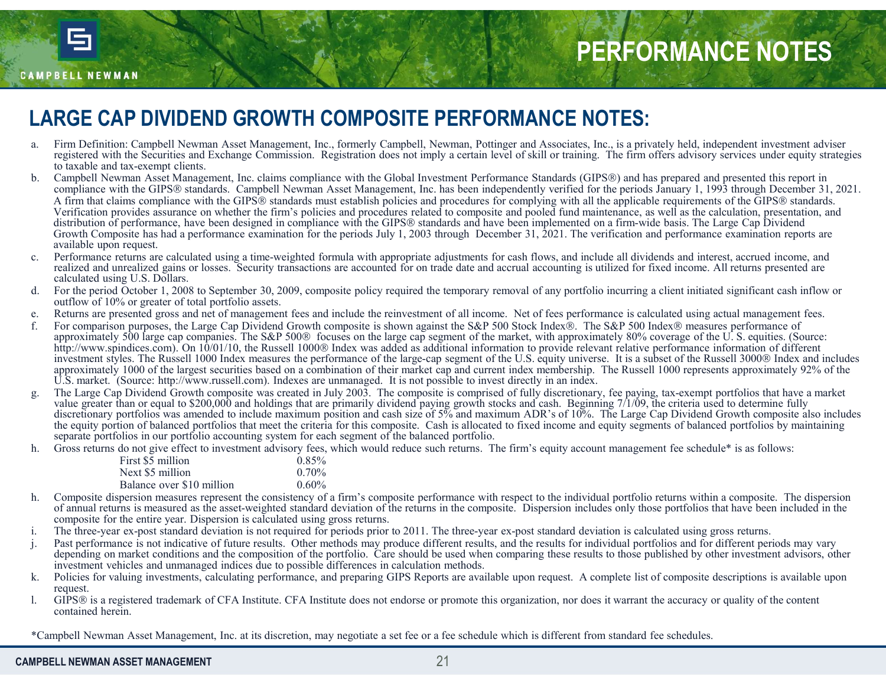# PERFORMANCE NOTES

## LARGE CAP DIVIDEND GROWTH COMPOSITE PERFORMANCE NOTES:

a. Firm Definition: Campbell Newman Asset Management, Inc., formerly Campbell, Newman, Pottinger and Associates, Inc., is a privately held, independent investment adviser registered with the Securities and Exchange Commission. Registration does not imply a certain level of skill or training. The firm offers advisory services under equity strategies to taxable and tax-exempt clients.

b. Campbell Newman Asset Management, Inc. claims compliance with the Global Investment Performance Standards (GIPS®) and has prepared and presented this report in compliance with the GIPS® standards. Campbell Newman Asset Management, Inc. has been independently verified for the periods January 1, 1993 through December 31, 2021. A firm that claims compliance with the GIPS® standards must establish policies and procedures for complying with all the applicable requirements of the GIPS® standards. Verification provides assurance on whether the firm's policies and procedures related to composite and pooled fund maintenance, as well as the calculation, presentation, and distribution of performance, have been designed in compliance with the GIPS® standards and have been implemented on a firm-wide basis. The Large Cap Dividend Growth Composite has had a performance examination for the periods July 1, 2003 through December 31, 2021. The verification and performance examination reports are available upon request.

c. Performance returns are calculated using a time-weighted formula with appropriate adjustments for cash flows, and include all dividends and interest, accrued income, and realized and unrealized gains or losses. Security transactions are accounted for on trade date and accrual accounting is utilized for fixed income. All returns presented are calculated using U.S. Dollars.

d. For the period October 1, 2008 to September 30, 2009, composite policy required the temporary removal of any portfolio incurring a client initiated significant cash inflow or outflow of 10% or greater of total portfolio assets.

e. Returns are presented gross and net of management fees and include the reinvestment of all income. Net of fees performance is calculated using actual management fees.

f. For comparison purposes, the Large Cap Dividend Growth composite is shown against the S&P 500 Stock Index®. The S&P 500 Index® measures performance of approximately 500 large cap companies. The S&P 500® focuses on the large cap segment of the market, with approximately 80% coverage of the U. S. equities. (Source: http://www.spindices.com). On 10/01/10, the Russell 1000® Index was added as additional information to provide relevant relative performance information of different investment styles. The Russell 1000 Index measures the performance of the large-cap segment of the U.S. equity universe. It is a subset of the Russell 3000® Index and includes approximately 1000 of the largest securities based on a combination of their market cap and current index membership. The Russell 1000 represents approximately 92% of the U.S. market. (Source: http://www.russell.com). Indexes are unmanaged. It is not possible to invest directly in an index.

g. The Large Cap Dividend Growth composite was created in July 2003. The composite is comprised of fully discretionary, fee paying, tax-exempt portfolios that have a market value greater than or equal to $200,000 and holdings that are primarily dividend paying growth stocks and cash. Beginning 7/1/09, the criteria used to determine fully discretionary portfolios was amended to include maximum position and cash size of 5% and maximum ADR's of 10%. The Large Cap Dividend Growth composite also includes the equity portion of balanced portfolios that meet the criteria for this composite. Cash is allocated to fixed income and equity segments of balanced portfolios by maintaining separate portfolios in our portfolio accounting system for each segment of the balanced portfolio.

h. Gross returns do not give effect to investment advisory fees, which would reduce such returns. The firm's equity account management fee schedule* is as follows:

| | |
|---|---|
| First $5 million | 0.85% |
| Next $5 million | 0.70% |
| Balance over $10 million | 0.60% |

h. Composite dispersion measures represent the consistency of a firm's composite performance with respect to the individual portfolio returns within a composite. The dispersion of annual returns is measured as the asset-weighted standard deviation of the returns in the composite. Dispersion includes only those portfolios that have been included in the composite for the entire year. Dispersion is calculated using gross returns.

i. The three-year ex-post standard deviation is not required for periods prior to 2011. The three-year ex-post standard deviation is calculated using gross returns.

j. Past performance is not indicative of future results. Other methods may produce different results, and the results for individual portfolios and for different periods may vary depending on market conditions and the composition of the portfolio. Care should be used when comparing these results to those published by other investment advisors, other investment vehicles and unmanaged indices due to possible differences in calculation methods.

k. Policies for valuing investments, calculating performance, and preparing GIPS Reports are available upon request. A complete list of composite descriptions is available upon request.

l. GIPS® is a registered trademark of CFA Institute. CFA Institute does not endorse or promote this organization, nor does it warrant the accuracy or quality of the content contained herein.

*Campbell Newman Asset Management, Inc. at its discretion, may negotiate a set fee or a fee schedule which is different from standard fee schedules.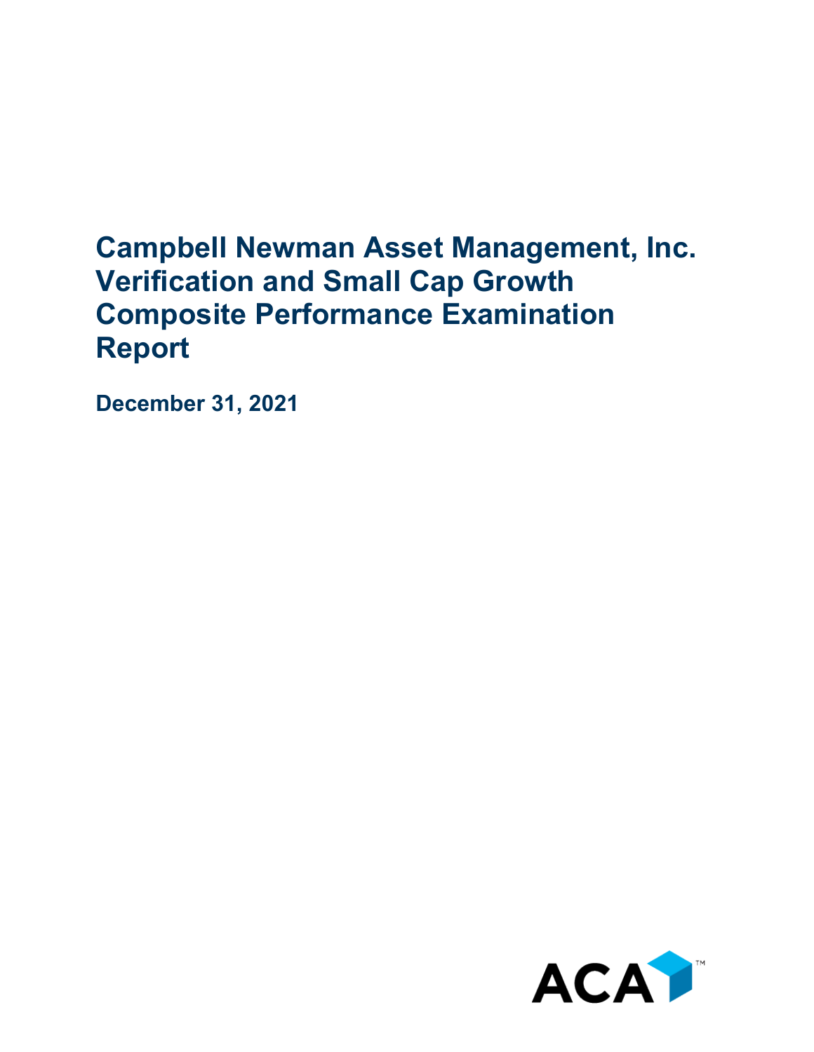# Campbell Newman Asset Management, Inc. Verification and Small Cap Growth Composite Performance Examination Report

**December 31, 2021**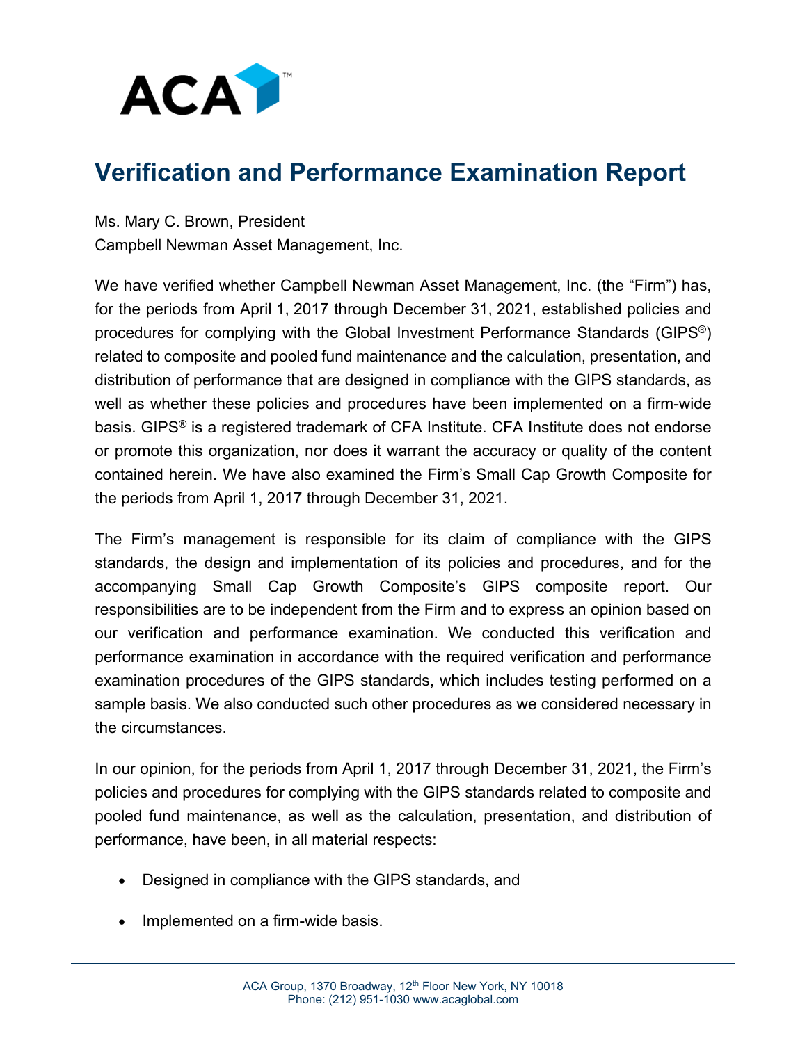# Verification and Performance Examination Report

Ms. Mary C. Brown, President
Campbell Newman Asset Management, Inc.

We have verified whether Campbell Newman Asset Management, Inc. (the "Firm") has, for the periods from April 1, 2017 through December 31, 2021, established policies and procedures for complying with the Global Investment Performance Standards (GIPS®) related to composite and pooled fund maintenance and the calculation, presentation, and distribution of performance that are designed in compliance with the GIPS standards, as well as whether these policies and procedures have been implemented on a firm-wide basis. GIPS® is a registered trademark of CFA Institute. CFA Institute does not endorse or promote this organization, nor does it warrant the accuracy or quality of the content contained herein. We have also examined the Firm's Small Cap Growth Composite for the periods from April 1, 2017 through December 31, 2021.

The Firm's management is responsible for its claim of compliance with the GIPS standards, the design and implementation of its policies and procedures, and for the accompanying Small Cap Growth Composite's GIPS composite report. Our responsibilities are to be independent from the Firm and to express an opinion based on our verification and performance examination. We conducted this verification and performance examination in accordance with the required verification and performance examination procedures of the GIPS standards, which includes testing performed on a sample basis. We also conducted such other procedures as we considered necessary in the circumstances.

In our opinion, for the periods from April 1, 2017 through December 31, 2021, the Firm's policies and procedures for complying with the GIPS standards related to composite and pooled fund maintenance, as well as the calculation, presentation, and distribution of performance, have been, in all material respects:

- Designed in compliance with the GIPS standards, and
- Implemented on a firm-wide basis.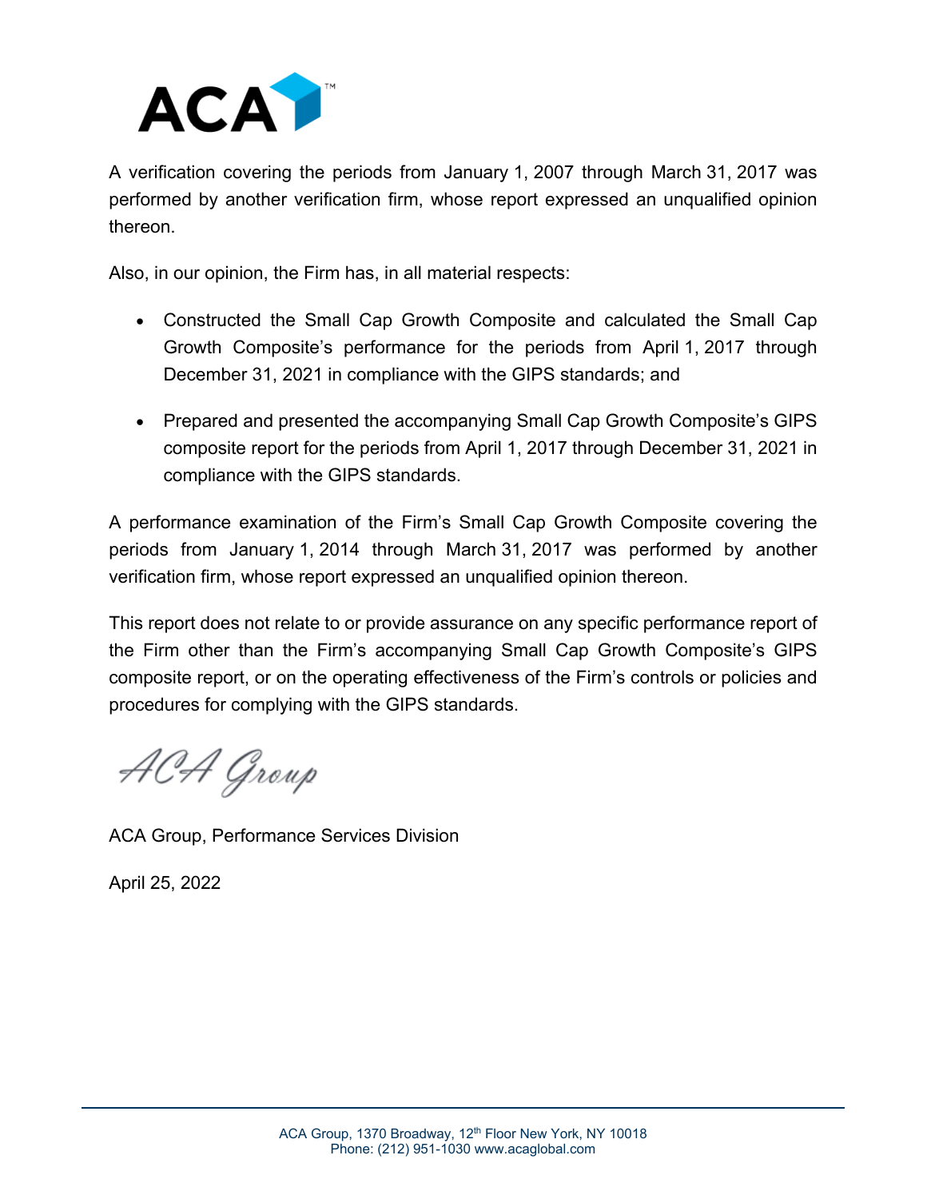A verification covering the periods from January 1, 2007 through March 31, 2017 was performed by another verification firm, whose report expressed an unqualified opinion thereon.

Also, in our opinion, the Firm has, in all material respects:

- Constructed the Small Cap Growth Composite and calculated the Small Cap Growth Composite's performance for the periods from April 1, 2017 through December 31, 2021 in compliance with the GIPS standards; and
- Prepared and presented the accompanying Small Cap Growth Composite's GIPS composite report for the periods from April 1, 2017 through December 31, 2021 in compliance with the GIPS standards.

A performance examination of the Firm's Small Cap Growth Composite covering the periods from January 1, 2014 through March 31, 2017 was performed by another verification firm, whose report expressed an unqualified opinion thereon.

This report does not relate to or provide assurance on any specific performance report of the Firm other than the Firm's accompanying Small Cap Growth Composite's GIPS composite report, or on the operating effectiveness of the Firm's controls or policies and procedures for complying with the GIPS standards.

*ACA Group*

ACA Group, Performance Services Division

April 25, 2022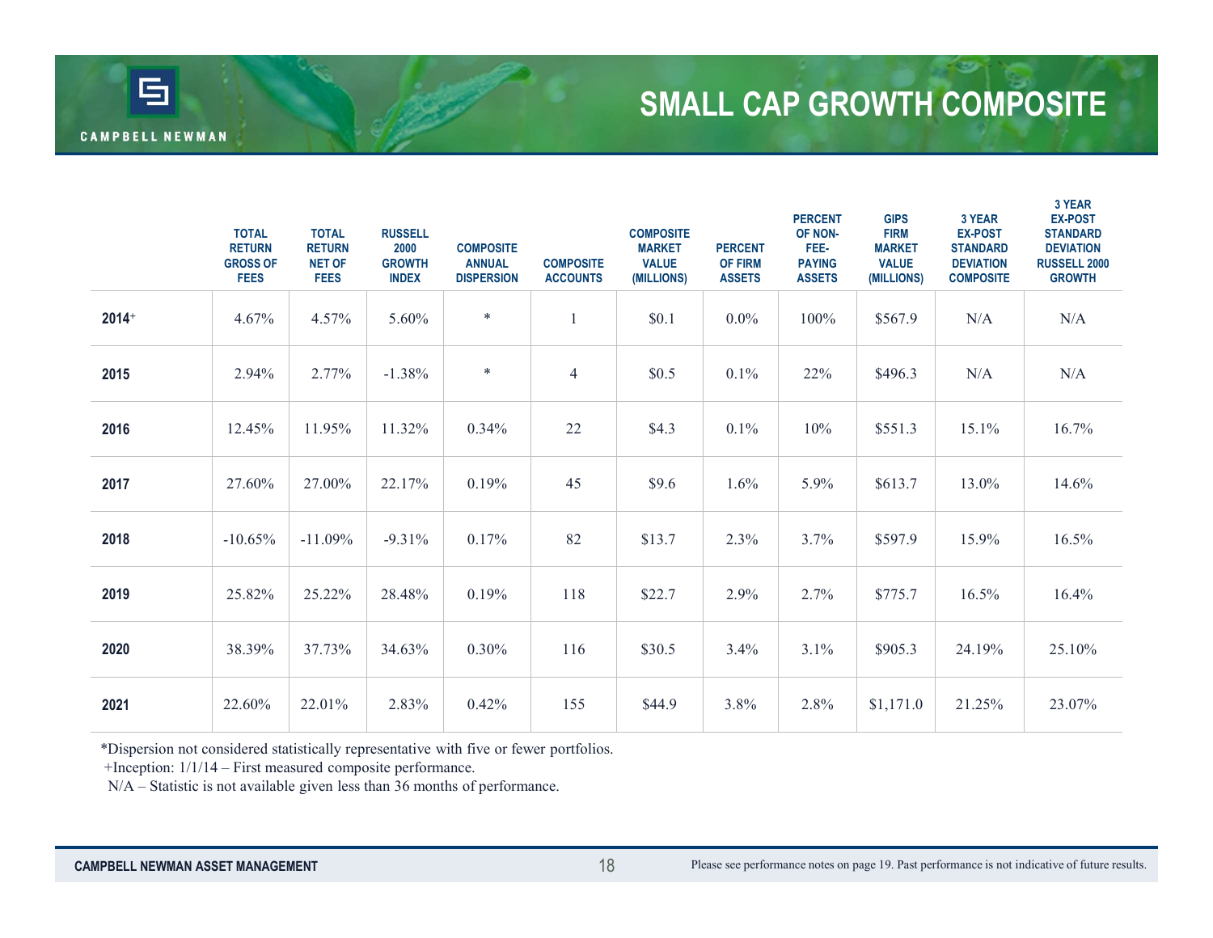# SMALL CAP GROWTH COMPOSITE

| | TOTAL RETURN GROSS OF FEES | TOTAL RETURN NET OF FEES | RUSSELL 2000 GROWTH INDEX | COMPOSITE ANNUAL DISPERSION | COMPOSITE ACCOUNTS | COMPOSITE MARKET VALUE (MILLIONS) | PERCENT OF FIRM ASSETS | PERCENT OF NON-FEE-PAYING ASSETS | GIPS FIRM MARKET VALUE (MILLIONS) | 3 YEAR EX-POST STANDARD DEVIATION COMPOSITE | 3 YEAR EX-POST STANDARD DEVIATION RUSSELL 2000 GROWTH |
|---|---|---|---|---|---|---|---|---|---|---|---|
| 2014+ | 4.67% | 4.57% | 5.60% | * | 1 | $0.1 | 0.0% | 100% | $567.9 | N/A | N/A |
| 2015 | 2.94% | 2.77% | -1.38% | * | 4 | $0.5 | 0.1% | 22% | $496.3 | N/A | N/A |
| 2016 | 12.45% | 11.95% | 11.32% | 0.34% | 22 | $4.3 | 0.1% | 10% | $551.3 | 15.1% | 16.7% |
| 2017 | 27.60% | 27.00% | 22.17% | 0.19% | 45 | $9.6 | 1.6% | 5.9% | $613.7 | 13.0% | 14.6% |
| 2018 | -10.65% | -11.09% | -9.31% | 0.17% | 82 | $13.7 | 2.3% | 3.7% | $597.9 | 15.9% | 16.5% |
| 2019 | 25.82% | 25.22% | 28.48% | 0.19% | 118 | $22.7 | 2.9% | 2.7% | $775.7 | 16.5% | 16.4% |
| 2020 | 38.39% | 37.73% | 34.63% | 0.30% | 116 | $30.5 | 3.4% | 3.1% | $905.3 | 24.19% | 25.10% |
| 2021 | 22.60% | 22.01% | 2.83% | 0.42% | 155 | $44.9 | 3.8% | 2.8% | $1,171.0 | 21.25% | 23.07% |

*Dispersion not considered statistically representative with five or fewer portfolios.
+Inception: 1/1/14 – First measured composite performance.
N/A – Statistic is not available given less than 36 months of performance.

Please see performance notes on page 19. Past performance is not indicative of future results.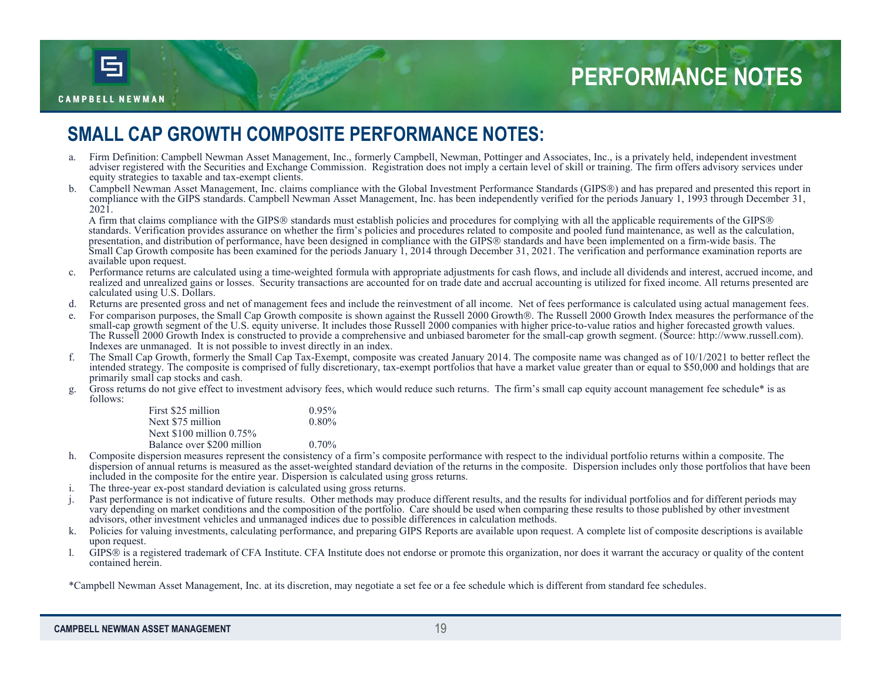# PERFORMANCE NOTES

## SMALL CAP GROWTH COMPOSITE PERFORMANCE NOTES:

a. Firm Definition: Campbell Newman Asset Management, Inc., formerly Campbell, Newman, Pottinger and Associates, Inc., is a privately held, independent investment adviser registered with the Securities and Exchange Commission. Registration does not imply a certain level of skill or training. The firm offers advisory services under equity strategies to taxable and tax-exempt clients.

b. Campbell Newman Asset Management, Inc. claims compliance with the Global Investment Performance Standards (GIPS®) and has prepared and presented this report in compliance with the GIPS standards. Campbell Newman Asset Management, Inc. has been independently verified for the periods January 1, 1993 through December 31, 2021.

   A firm that claims compliance with the GIPS® standards must establish policies and procedures for complying with all the applicable requirements of the GIPS® standards. Verification provides assurance on whether the firm's policies and procedures related to composite and pooled fund maintenance, as well as the calculation, presentation, and distribution of performance, have been designed in compliance with the GIPS® standards and have been implemented on a firm-wide basis. The Small Cap Growth composite has been examined for the periods January 1, 2014 through December 31, 2021. The verification and performance examination reports are available upon request.

c. Performance returns are calculated using a time-weighted formula with appropriate adjustments for cash flows, and include all dividends and interest, accrued income, and realized and unrealized gains or losses. Security transactions are accounted for on trade date and accrual accounting is utilized for fixed income. All returns presented are calculated using U.S. Dollars.

d. Returns are presented gross and net of management fees and include the reinvestment of all income. Net of fees performance is calculated using actual management fees.

e. For comparison purposes, the Small Cap Growth composite is shown against the Russell 2000 Growth®. The Russell 2000 Growth Index measures the performance of the small-cap growth segment of the U.S. equity universe. It includes those Russell 2000 companies with higher price-to-value ratios and higher forecasted growth values. The Russell 2000 Growth Index is constructed to provide a comprehensive and unbiased barometer for the small-cap growth segment. (Source: http://www.russell.com). Indexes are unmanaged. It is not possible to invest directly in an index.

f. The Small Cap Growth, formerly the Small Cap Tax-Exempt, composite was created January 2014. The composite name was changed as of 10/1/2021 to better reflect the intended strategy. The composite is comprised of fully discretionary, tax-exempt portfolios that have a market value greater than or equal to $50,000 and holdings that are primarily small cap stocks and cash.

g. Gross returns do not give effect to investment advisory fees, which would reduce such returns. The firm's small cap equity account management fee schedule* is as follows:

| | |
|---|---|
| First $25 million | 0.95% |
| Next $75 million | 0.80% |
| Next $100 million 0.75% | |
| Balance over $200 million | 0.70% |

h. Composite dispersion measures represent the consistency of a firm's composite performance with respect to the individual portfolio returns within a composite. The dispersion of annual returns is measured as the asset-weighted standard deviation of the returns in the composite. Dispersion includes only those portfolios that have been included in the composite for the entire year. Dispersion is calculated using gross returns.

i. The three-year ex-post standard deviation is calculated using gross returns.

j. Past performance is not indicative of future results. Other methods may produce different results, and the results for individual portfolios and for different periods may vary depending on market conditions and the composition of the portfolio. Care should be used when comparing these results to those published by other investment advisors, other investment vehicles and unmanaged indices due to possible differences in calculation methods.

k. Policies for valuing investments, calculating performance, and preparing GIPS Reports are available upon request. A complete list of composite descriptions is available upon request.

l. GIPS® is a registered trademark of CFA Institute. CFA Institute does not endorse or promote this organization, nor does it warrant the accuracy or quality of the content contained herein.

*Campbell Newman Asset Management, Inc. at its discretion, may negotiate a set fee or a fee schedule which is different from standard fee schedules.